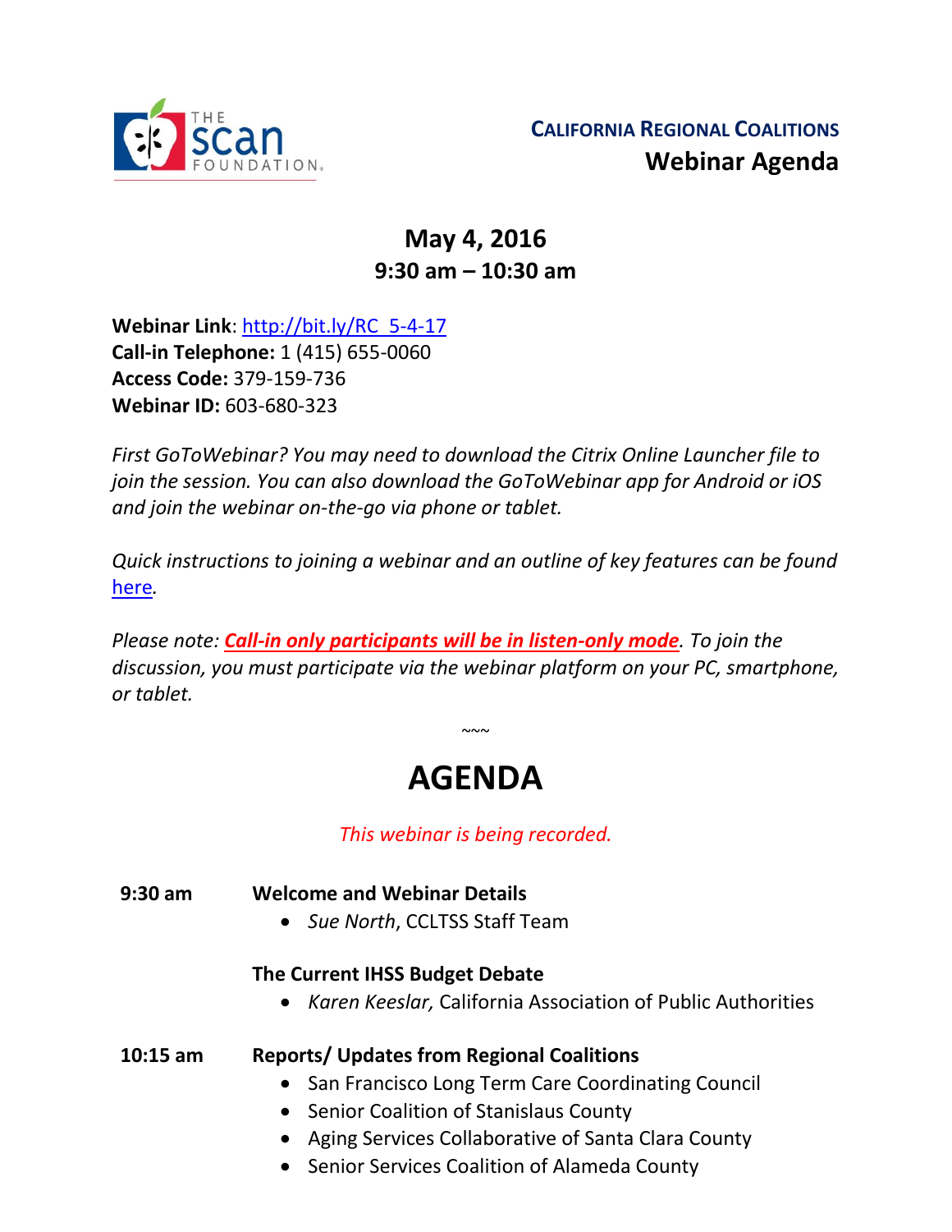THE scan FOUNDATION

**California Regional Coalitions**
**Webinar Agenda**

## May 4, 2016
## 9:30 am – 10:30 am

**Webinar Link**: http://bit.ly/RC_5-4-17
**Call-in Telephone:** 1 (415) 655-0060
**Access Code:** 379-159-736
**Webinar ID:** 603-680-323

*First GoToWebinar? You may need to download the Citrix Online Launcher file to join the session. You can also download the GoToWebinar app for Android or iOS and join the webinar on-the-go via phone or tablet.*

*Quick instructions to joining a webinar and an outline of key features can be found here.*

*Please note: **Call-in only participants will be in listen-only mode**. To join the discussion, you must participate via the webinar platform on your PC, smartphone, or tablet.*

~~~

# AGENDA

*This webinar is being recorded.*

**9:30 am** **Welcome and Webinar Details**
- *Sue North*, CCLTSS Staff Team

**The Current IHSS Budget Debate**
- *Karen Keeslar,* California Association of Public Authorities

**10:15 am** **Reports/ Updates from Regional Coalitions**
- San Francisco Long Term Care Coordinating Council
- Senior Coalition of Stanislaus County
- Aging Services Collaborative of Santa Clara County
- Senior Services Coalition of Alameda County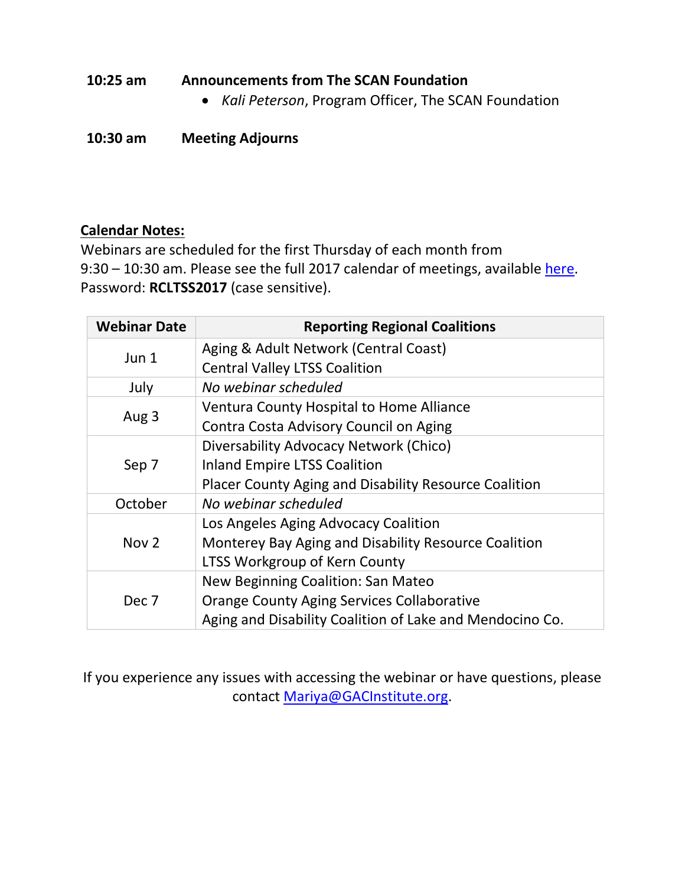**10:25 am** **Announcements from The SCAN Foundation**

- *Kali Peterson*, Program Officer, The SCAN Foundation

**10:30 am** **Meeting Adjourns**

**Calendar Notes:**

Webinars are scheduled for the first Thursday of each month from 9:30 – 10:30 am. Please see the full 2017 calendar of meetings, available [here](). Password: **RCLTSS2017** (case sensitive).

| Webinar Date | Reporting Regional Coalitions |
|---|---|
| Jun 1 | Aging & Adult Network (Central Coast)<br>Central Valley LTSS Coalition |
| July | *No webinar scheduled* |
| Aug 3 | Ventura County Hospital to Home Alliance<br>Contra Costa Advisory Council on Aging |
| Sep 7 | Diversability Advocacy Network (Chico)<br>Inland Empire LTSS Coalition<br>Placer County Aging and Disability Resource Coalition |
| October | *No webinar scheduled* |
| Nov 2 | Los Angeles Aging Advocacy Coalition<br>Monterey Bay Aging and Disability Resource Coalition<br>LTSS Workgroup of Kern County |
| Dec 7 | New Beginning Coalition: San Mateo<br>Orange County Aging Services Collaborative<br>Aging and Disability Coalition of Lake and Mendocino Co. |

If you experience any issues with accessing the webinar or have questions, please contact Mariya@GACInstitute.org.